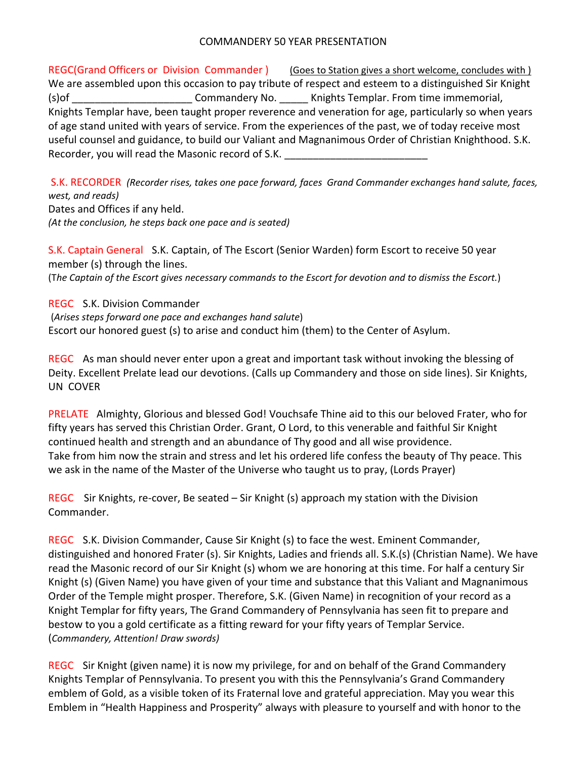# COMMANDERY 50 YEAR PRESENTATION

REGC(Grand Officers or Division Commander ) <u>(Goes to Station gives a short welcome, concludes with )</u>
We are assembled upon this occasion to pay tribute of respect and esteem to a distinguished Sir Knight (s)of _____________________ Commandery No. _____ Knights Templar. From time immemorial, Knights Templar have, been taught proper reverence and veneration for age, particularly so when years of age stand united with years of service. From the experiences of the past, we of today receive most useful counsel and guidance, to build our Valiant and Magnanimous Order of Christian Knighthood. S.K. Recorder, you will read the Masonic record of S.K. _________________________

S.K. RECORDER *(Recorder rises, takes one pace forward, faces Grand Commander exchanges hand salute, faces, west, and reads)*
Dates and Offices if any held.
*(At the conclusion, he steps back one pace and is seated)*

S.K. Captain General S.K. Captain, of The Escort (Senior Warden) form Escort to receive 50 year member (s) through the lines.
(*The Captain of the Escort gives necessary commands to the Escort for devotion and to dismiss the Escort.*)

REGC S.K. Division Commander
(*Arises steps forward one pace and exchanges hand salute*)
Escort our honored guest (s) to arise and conduct him (them) to the Center of Asylum.

REGC As man should never enter upon a great and important task without invoking the blessing of Deity. Excellent Prelate lead our devotions. (Calls up Commandery and those on side lines). Sir Knights, UN COVER

PRELATE Almighty, Glorious and blessed God! Vouchsafe Thine aid to this our beloved Frater, who for fifty years has served this Christian Order. Grant, O Lord, to this venerable and faithful Sir Knight continued health and strength and an abundance of Thy good and all wise providence.
Take from him now the strain and stress and let his ordered life confess the beauty of Thy peace. This we ask in the name of the Master of the Universe who taught us to pray, (Lords Prayer)

REGC Sir Knights, re-cover, Be seated – Sir Knight (s) approach my station with the Division Commander.

REGC S.K. Division Commander, Cause Sir Knight (s) to face the west. Eminent Commander, distinguished and honored Frater (s). Sir Knights, Ladies and friends all. S.K.(s) (Christian Name). We have read the Masonic record of our Sir Knight (s) whom we are honoring at this time. For half a century Sir Knight (s) (Given Name) you have given of your time and substance that this Valiant and Magnanimous Order of the Temple might prosper. Therefore, S.K. (Given Name) in recognition of your record as a Knight Templar for fifty years, The Grand Commandery of Pennsylvania has seen fit to prepare and bestow to you a gold certificate as a fitting reward for your fifty years of Templar Service.
(*Commandery, Attention! Draw swords)*

REGC Sir Knight (given name) it is now my privilege, for and on behalf of the Grand Commandery Knights Templar of Pennsylvania. To present you with this the Pennsylvania's Grand Commandery emblem of Gold, as a visible token of its Fraternal love and grateful appreciation. May you wear this Emblem in "Health Happiness and Prosperity" always with pleasure to yourself and with honor to the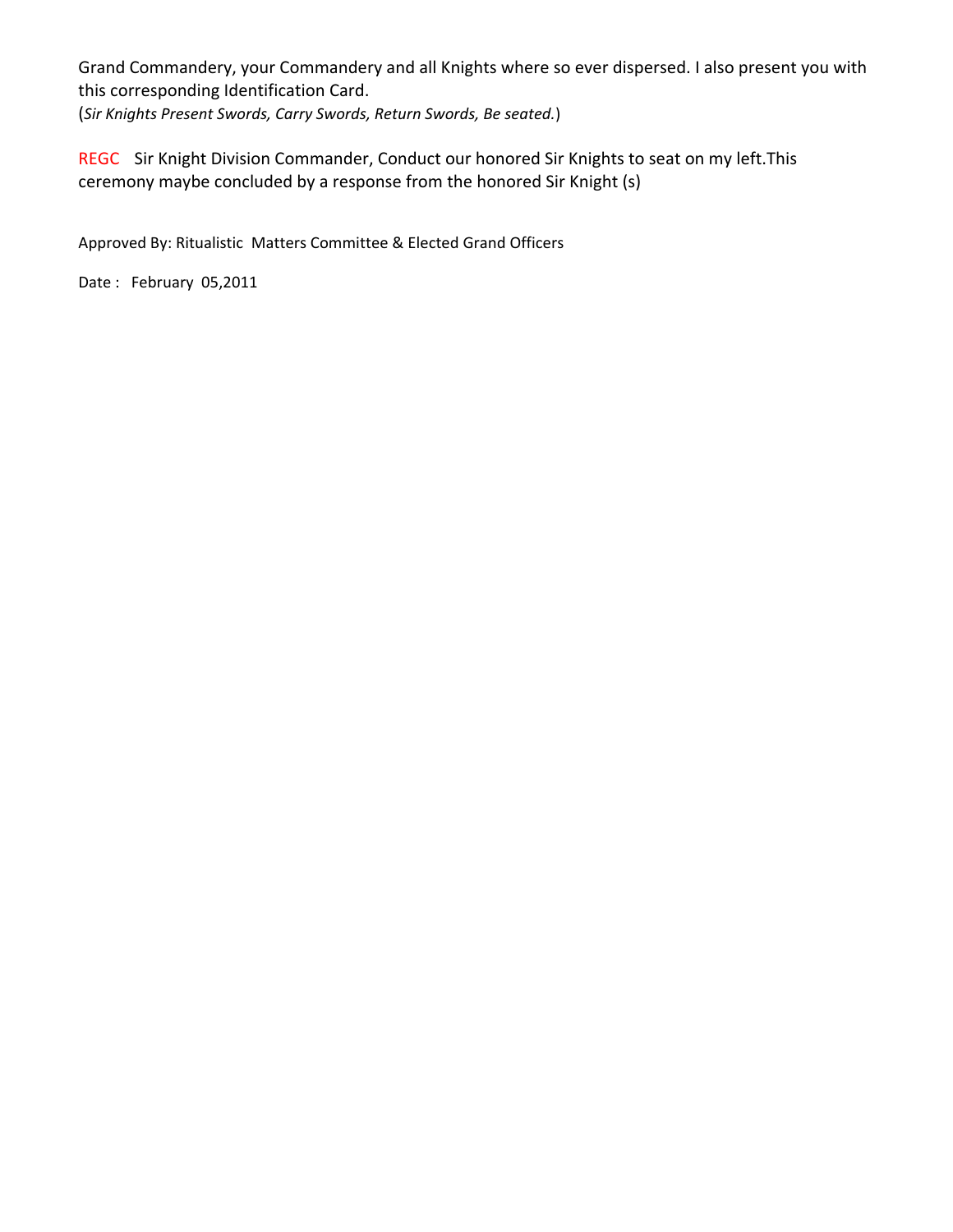Grand Commandery, your Commandery and all Knights where so ever dispersed. I also present you with this corresponding Identification Card.
(*Sir Knights Present Swords, Carry Swords, Return Swords, Be seated.*)

REGC Sir Knight Division Commander, Conduct our honored Sir Knights to seat on my left.This ceremony maybe concluded by a response from the honored Sir Knight (s)

Approved By: Ritualistic Matters Committee & Elected Grand Officers

Date : February 05,2011